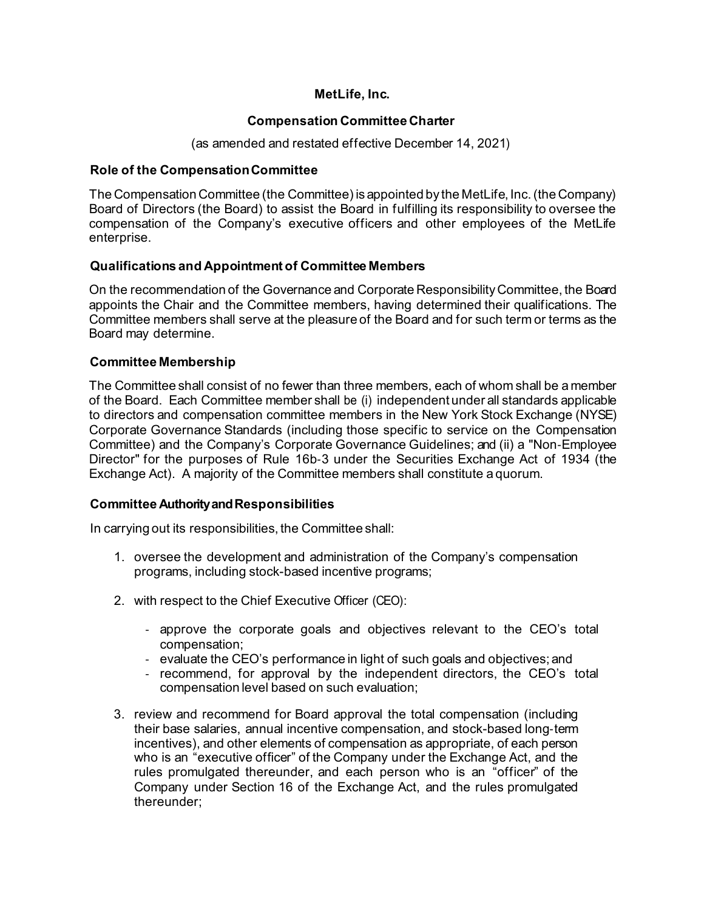# MetLife, Inc.

## Compensation Committee Charter

(as amended and restated effective December 14, 2021)

### Role of the Compensation Committee

The Compensation Committee (the Committee) is appointed by the MetLife, Inc. (the Company) Board of Directors (the Board) to assist the Board in fulfilling its responsibility to oversee the compensation of the Company's executive officers and other employees of the MetLife enterprise.

### Qualifications and Appointment of Committee Members

On the recommendation of the Governance and Corporate Responsibility Committee, the Board appoints the Chair and the Committee members, having determined their qualifications. The Committee members shall serve at the pleasure of the Board and for such term or terms as the Board may determine.

### Committee Membership

The Committee shall consist of no fewer than three members, each of whom shall be a member of the Board. Each Committee member shall be (i) independent under all standards applicable to directors and compensation committee members in the New York Stock Exchange (NYSE) Corporate Governance Standards (including those specific to service on the Compensation Committee) and the Company's Corporate Governance Guidelines; and (ii) a "Non-Employee Director" for the purposes of Rule 16b-3 under the Securities Exchange Act of 1934 (the Exchange Act). A majority of the Committee members shall constitute a quorum.

### Committee Authority and Responsibilities

In carrying out its responsibilities, the Committee shall:

1. oversee the development and administration of the Company's compensation programs, including stock-based incentive programs;

2. with respect to the Chief Executive Officer (CEO):

   - approve the corporate goals and objectives relevant to the CEO's total compensation;
   - evaluate the CEO's performance in light of such goals and objectives; and
   - recommend, for approval by the independent directors, the CEO's total compensation level based on such evaluation;

3. review and recommend for Board approval the total compensation (including their base salaries, annual incentive compensation, and stock-based long-term incentives), and other elements of compensation as appropriate, of each person who is an "executive officer" of the Company under the Exchange Act, and the rules promulgated thereunder, and each person who is an "officer" of the Company under Section 16 of the Exchange Act, and the rules promulgated thereunder;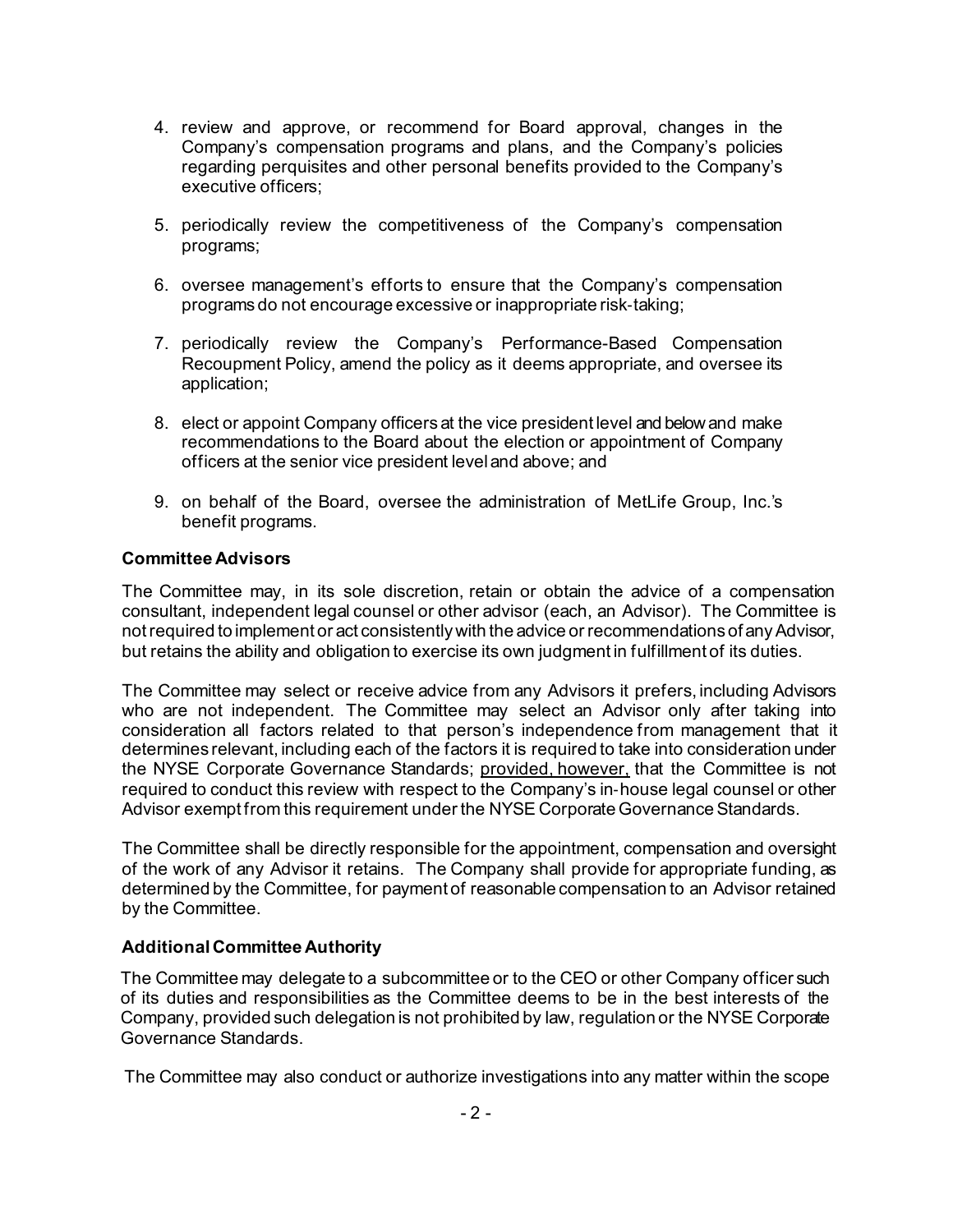4. review and approve, or recommend for Board approval, changes in the Company's compensation programs and plans, and the Company's policies regarding perquisites and other personal benefits provided to the Company's executive officers;

5. periodically review the competitiveness of the Company's compensation programs;

6. oversee management's efforts to ensure that the Company's compensation programs do not encourage excessive or inappropriate risk-taking;

7. periodically review the Company's Performance-Based Compensation Recoupment Policy, amend the policy as it deems appropriate, and oversee its application;

8. elect or appoint Company officers at the vice president level and below and make recommendations to the Board about the election or appointment of Company officers at the senior vice president level and above; and

9. on behalf of the Board, oversee the administration of MetLife Group, Inc.'s benefit programs.

**Committee Advisors**

The Committee may, in its sole discretion, retain or obtain the advice of a compensation consultant, independent legal counsel or other advisor (each, an Advisor). The Committee is not required to implement or act consistently with the advice or recommendations of any Advisor, but retains the ability and obligation to exercise its own judgment in fulfillment of its duties.

The Committee may select or receive advice from any Advisors it prefers, including Advisors who are not independent. The Committee may select an Advisor only after taking into consideration all factors related to that person's independence from management that it determines relevant, including each of the factors it is required to take into consideration under the NYSE Corporate Governance Standards; provided, however, that the Committee is not required to conduct this review with respect to the Company's in-house legal counsel or other Advisor exempt from this requirement under the NYSE Corporate Governance Standards.

The Committee shall be directly responsible for the appointment, compensation and oversight of the work of any Advisor it retains. The Company shall provide for appropriate funding, as determined by the Committee, for payment of reasonable compensation to an Advisor retained by the Committee.

**Additional Committee Authority**

The Committee may delegate to a subcommittee or to the CEO or other Company officer such of its duties and responsibilities as the Committee deems to be in the best interests of the Company, provided such delegation is not prohibited by law, regulation or the NYSE Corporate Governance Standards.

The Committee may also conduct or authorize investigations into any matter within the scope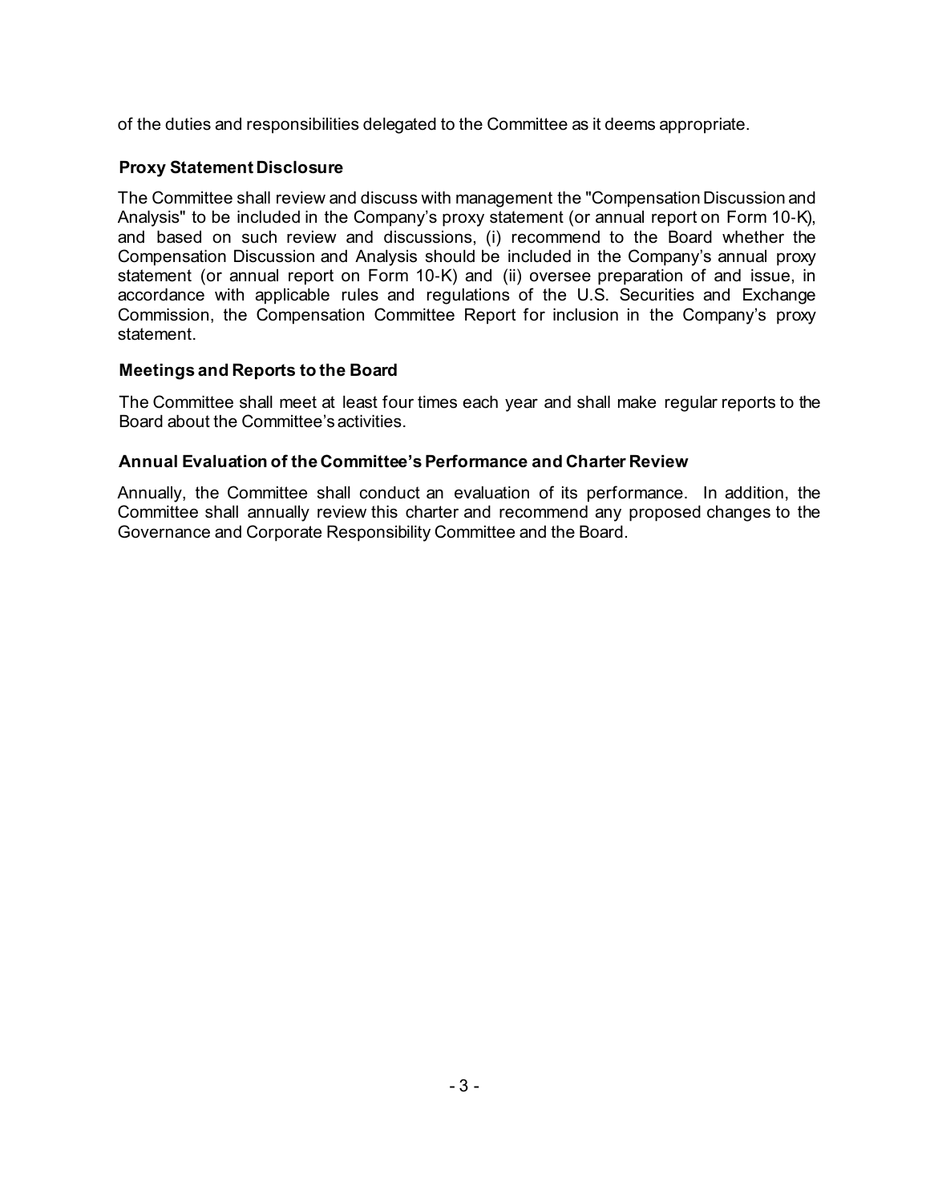of the duties and responsibilities delegated to the Committee as it deems appropriate.

### Proxy Statement Disclosure

The Committee shall review and discuss with management the "Compensation Discussion and Analysis" to be included in the Company's proxy statement (or annual report on Form 10-K), and based on such review and discussions, (i) recommend to the Board whether the Compensation Discussion and Analysis should be included in the Company's annual proxy statement (or annual report on Form 10-K) and (ii) oversee preparation of and issue, in accordance with applicable rules and regulations of the U.S. Securities and Exchange Commission, the Compensation Committee Report for inclusion in the Company's proxy statement.

### Meetings and Reports to the Board

The Committee shall meet at least four times each year and shall make regular reports to the Board about the Committee's activities.

### Annual Evaluation of the Committee's Performance and Charter Review

Annually, the Committee shall conduct an evaluation of its performance. In addition, the Committee shall annually review this charter and recommend any proposed changes to the Governance and Corporate Responsibility Committee and the Board.